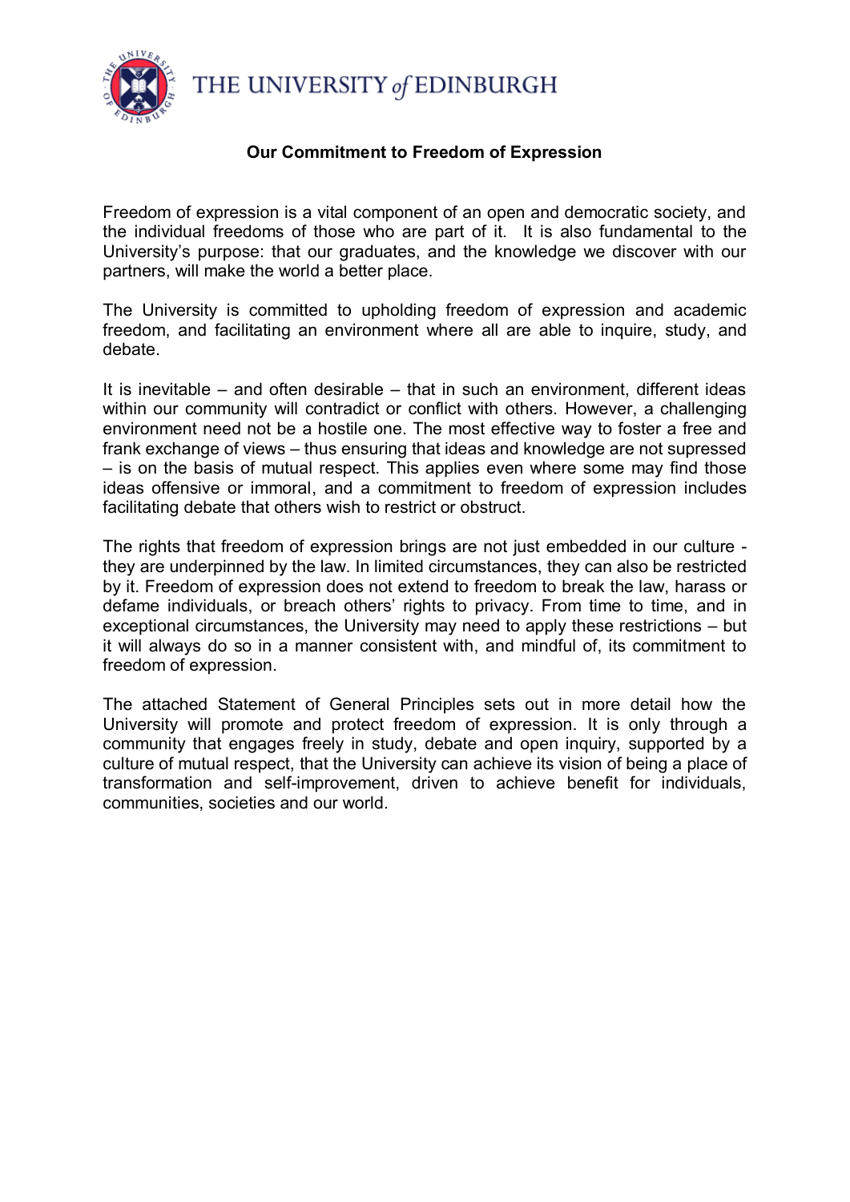THE UNIVERSITY *of* EDINBURGH

# Our Commitment to Freedom of Expression

Freedom of expression is a vital component of an open and democratic society, and the individual freedoms of those who are part of it. It is also fundamental to the University's purpose: that our graduates, and the knowledge we discover with our partners, will make the world a better place.

The University is committed to upholding freedom of expression and academic freedom, and facilitating an environment where all are able to inquire, study, and debate.

It is inevitable – and often desirable – that in such an environment, different ideas within our community will contradict or conflict with others. However, a challenging environment need not be a hostile one. The most effective way to foster a free and frank exchange of views – thus ensuring that ideas and knowledge are not supressed – is on the basis of mutual respect. This applies even where some may find those ideas offensive or immoral, and a commitment to freedom of expression includes facilitating debate that others wish to restrict or obstruct.

The rights that freedom of expression brings are not just embedded in our culture - they are underpinned by the law. In limited circumstances, they can also be restricted by it. Freedom of expression does not extend to freedom to break the law, harass or defame individuals, or breach others' rights to privacy. From time to time, and in exceptional circumstances, the University may need to apply these restrictions – but it will always do so in a manner consistent with, and mindful of, its commitment to freedom of expression.

The attached Statement of General Principles sets out in more detail how the University will promote and protect freedom of expression. It is only through a community that engages freely in study, debate and open inquiry, supported by a culture of mutual respect, that the University can achieve its vision of being a place of transformation and self-improvement, driven to achieve benefit for individuals, communities, societies and our world.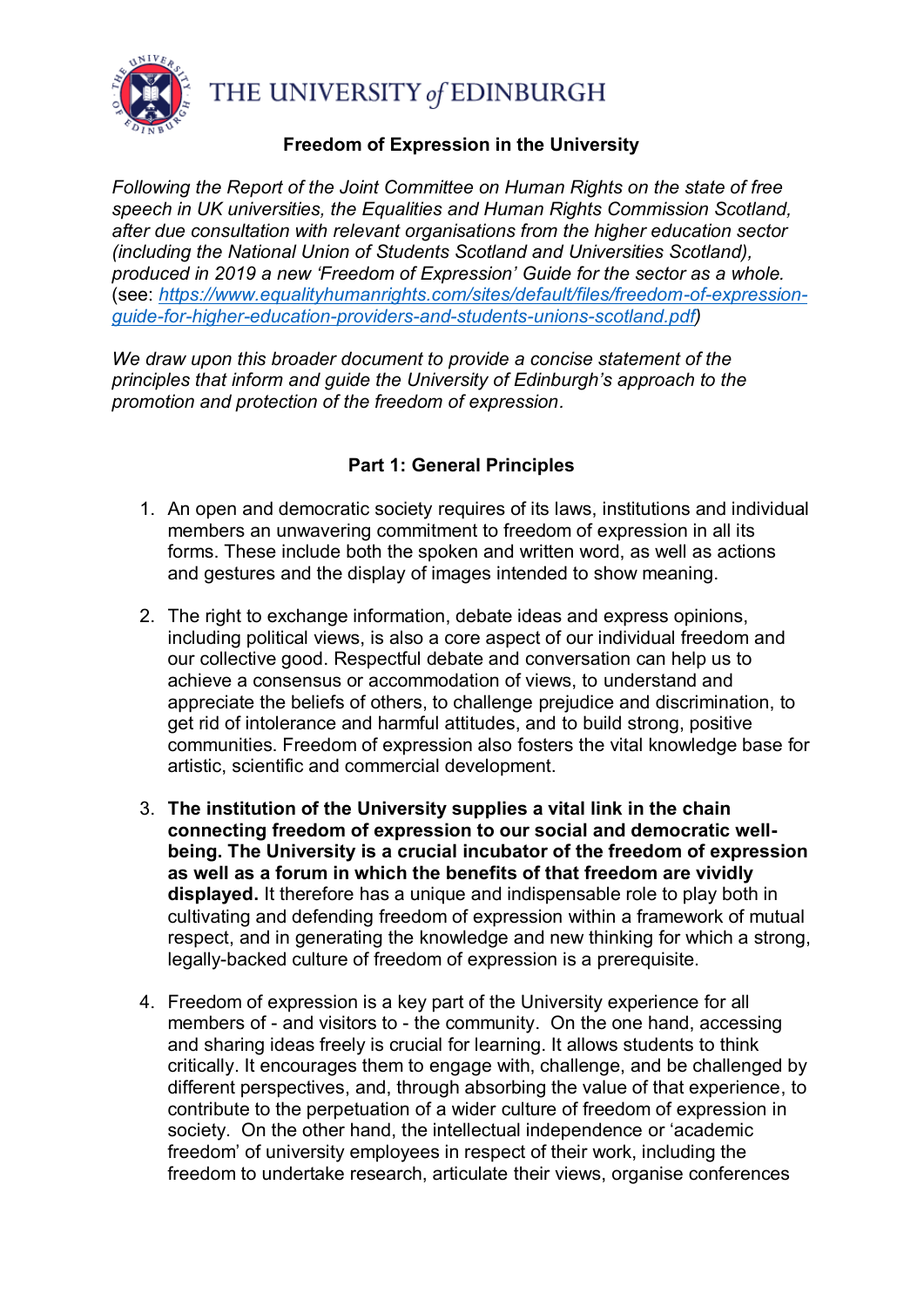THE UNIVERSITY *of* EDINBURGH

**Freedom of Expression in the University**

*Following the Report of the Joint Committee on Human Rights on the state of free speech in UK universities, the Equalities and Human Rights Commission Scotland, after due consultation with relevant organisations from the higher education sector (including the National Union of Students Scotland and Universities Scotland), produced in 2019 a new 'Freedom of Expression' Guide for the sector as a whole.* (see: *[https://www.equalityhumanrights.com/sites/default/files/freedom-of-expression-guide-for-higher-education-providers-and-students-unions-scotland.pdf](https://www.equalityhumanrights.com/sites/default/files/freedom-of-expression-guide-for-higher-education-providers-and-students-unions-scotland.pdf))*

*We draw upon this broader document to provide a concise statement of the principles that inform and guide the University of Edinburgh's approach to the promotion and protection of the freedom of expression.*

## Part 1: General Principles

1. An open and democratic society requires of its laws, institutions and individual members an unwavering commitment to freedom of expression in all its forms. These include both the spoken and written word, as well as actions and gestures and the display of images intended to show meaning.

2. The right to exchange information, debate ideas and express opinions, including political views, is also a core aspect of our individual freedom and our collective good. Respectful debate and conversation can help us to achieve a consensus or accommodation of views, to understand and appreciate the beliefs of others, to challenge prejudice and discrimination, to get rid of intolerance and harmful attitudes, and to build strong, positive communities. Freedom of expression also fosters the vital knowledge base for artistic, scientific and commercial development.

3. **The institution of the University supplies a vital link in the chain connecting freedom of expression to our social and democratic well-being. The University is a crucial incubator of the freedom of expression as well as a forum in which the benefits of that freedom are vividly displayed.** It therefore has a unique and indispensable role to play both in cultivating and defending freedom of expression within a framework of mutual respect, and in generating the knowledge and new thinking for which a strong, legally-backed culture of freedom of expression is a prerequisite.

4. Freedom of expression is a key part of the University experience for all members of - and visitors to - the community. On the one hand, accessing and sharing ideas freely is crucial for learning. It allows students to think critically. It encourages them to engage with, challenge, and be challenged by different perspectives, and, through absorbing the value of that experience, to contribute to the perpetuation of a wider culture of freedom of expression in society. On the other hand, the intellectual independence or 'academic freedom' of university employees in respect of their work, including the freedom to undertake research, articulate their views, organise conferences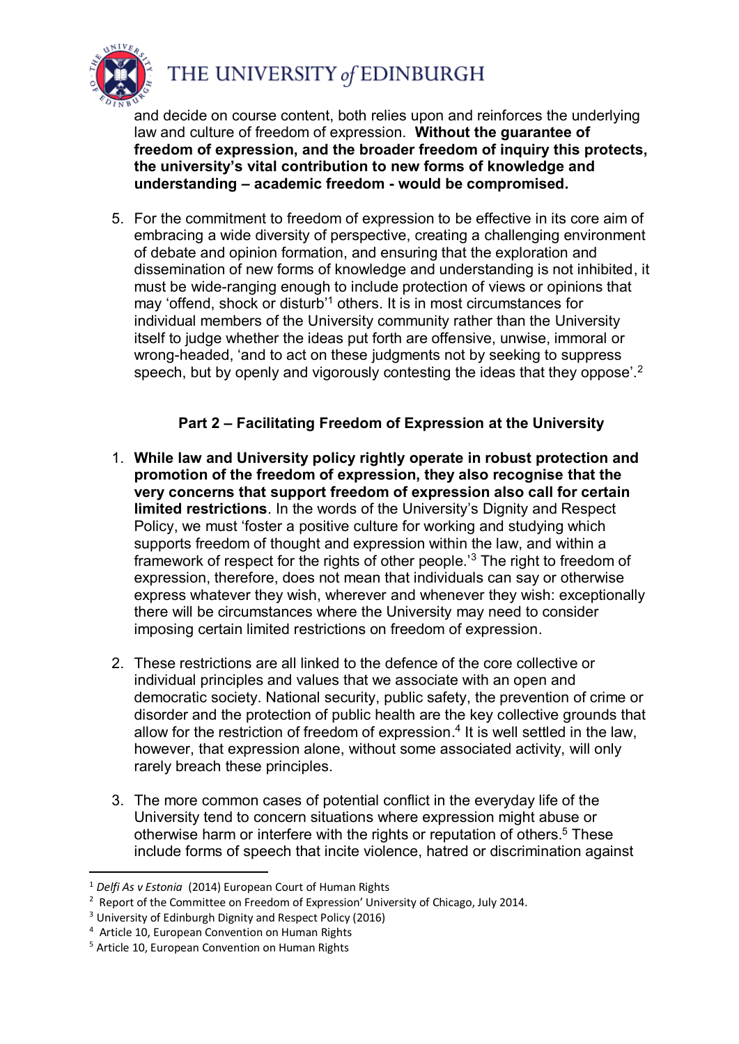and decide on course content, both relies upon and reinforces the underlying law and culture of freedom of expression. **Without the guarantee of freedom of expression, and the broader freedom of inquiry this protects, the university's vital contribution to new forms of knowledge and understanding – academic freedom - would be compromised.**

5. For the commitment to freedom of expression to be effective in its core aim of embracing a wide diversity of perspective, creating a challenging environment of debate and opinion formation, and ensuring that the exploration and dissemination of new forms of knowledge and understanding is not inhibited, it must be wide-ranging enough to include protection of views or opinions that may 'offend, shock or disturb'[1] others. It is in most circumstances for individual members of the University community rather than the University itself to judge whether the ideas put forth are offensive, unwise, immoral or wrong-headed, 'and to act on these judgments not by seeking to suppress speech, but by openly and vigorously contesting the ideas that they oppose'.[2]

## Part 2 – Facilitating Freedom of Expression at the University

1. **While law and University policy rightly operate in robust protection and promotion of the freedom of expression, they also recognise that the very concerns that support freedom of expression also call for certain limited restrictions**. In the words of the University's Dignity and Respect Policy, we must 'foster a positive culture for working and studying which supports freedom of thought and expression within the law, and within a framework of respect for the rights of other people.'[3] The right to freedom of expression, therefore, does not mean that individuals can say or otherwise express whatever they wish, wherever and whenever they wish: exceptionally there will be circumstances where the University may need to consider imposing certain limited restrictions on freedom of expression.

2. These restrictions are all linked to the defence of the core collective or individual principles and values that we associate with an open and democratic society. National security, public safety, the prevention of crime or disorder and the protection of public health are the key collective grounds that allow for the restriction of freedom of expression.[4] It is well settled in the law, however, that expression alone, without some associated activity, will only rarely breach these principles.

3. The more common cases of potential conflict in the everyday life of the University tend to concern situations where expression might abuse or otherwise harm or interfere with the rights or reputation of others.[5] These include forms of speech that incite violence, hatred or discrimination against

---

[1] *Delfi As v Estonia* (2014) European Court of Human Rights

[2] Report of the Committee on Freedom of Expression' University of Chicago, July 2014.

[3] University of Edinburgh Dignity and Respect Policy (2016)

[4] Article 10, European Convention on Human Rights

[5] Article 10, European Convention on Human Rights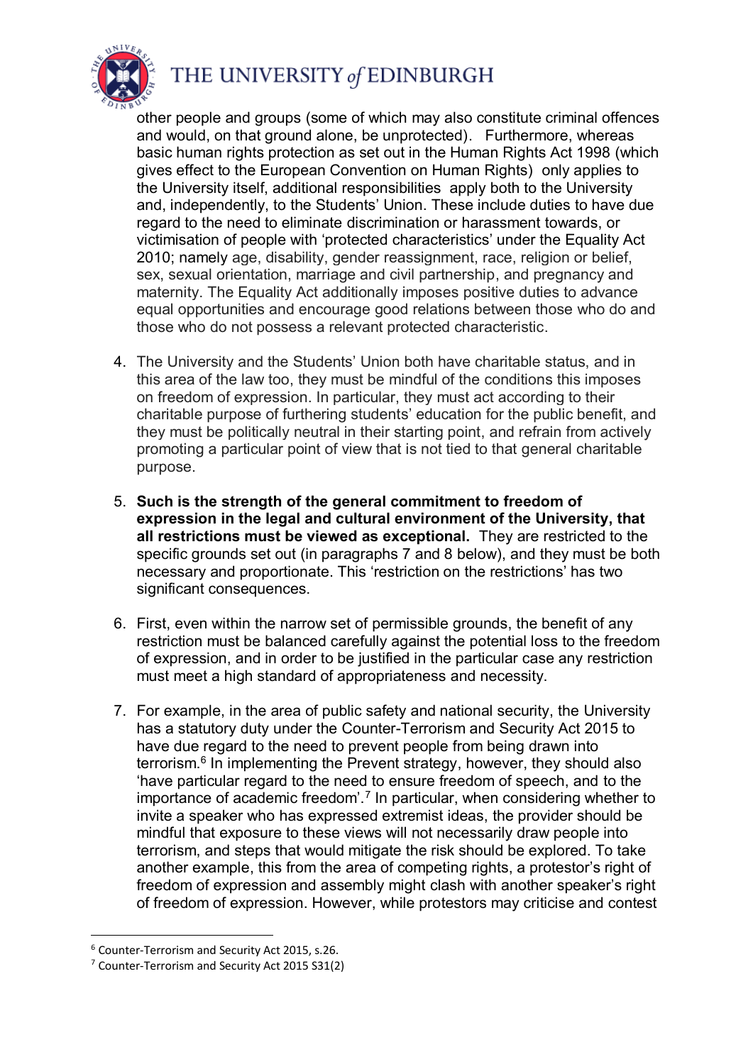other people and groups (some of which may also constitute criminal offences and would, on that ground alone, be unprotected). Furthermore, whereas basic human rights protection as set out in the Human Rights Act 1998 (which gives effect to the European Convention on Human Rights) only applies to the University itself, additional responsibilities apply both to the University and, independently, to the Students' Union. These include duties to have due regard to the need to eliminate discrimination or harassment towards, or victimisation of people with 'protected characteristics' under the Equality Act 2010; namely age, disability, gender reassignment, race, religion or belief, sex, sexual orientation, marriage and civil partnership, and pregnancy and maternity. The Equality Act additionally imposes positive duties to advance equal opportunities and encourage good relations between those who do and those who do not possess a relevant protected characteristic.

4. The University and the Students' Union both have charitable status, and in this area of the law too, they must be mindful of the conditions this imposes on freedom of expression. In particular, they must act according to their charitable purpose of furthering students' education for the public benefit, and they must be politically neutral in their starting point, and refrain from actively promoting a particular point of view that is not tied to that general charitable purpose.

5. **Such is the strength of the general commitment to freedom of expression in the legal and cultural environment of the University, that all restrictions must be viewed as exceptional.** They are restricted to the specific grounds set out (in paragraphs 7 and 8 below), and they must be both necessary and proportionate. This 'restriction on the restrictions' has two significant consequences.

6. First, even within the narrow set of permissible grounds, the benefit of any restriction must be balanced carefully against the potential loss to the freedom of expression, and in order to be justified in the particular case any restriction must meet a high standard of appropriateness and necessity.

7. For example, in the area of public safety and national security, the University has a statutory duty under the Counter-Terrorism and Security Act 2015 to have due regard to the need to prevent people from being drawn into terrorism.[6] In implementing the Prevent strategy, however, they should also 'have particular regard to the need to ensure freedom of speech, and to the importance of academic freedom'.[7] In particular, when considering whether to invite a speaker who has expressed extremist ideas, the provider should be mindful that exposure to these views will not necessarily draw people into terrorism, and steps that would mitigate the risk should be explored. To take another example, this from the area of competing rights, a protestor's right of freedom of expression and assembly might clash with another speaker's right of freedom of expression. However, while protestors may criticise and contest

[6] Counter-Terrorism and Security Act 2015, s.26.

[7] Counter-Terrorism and Security Act 2015 S31(2)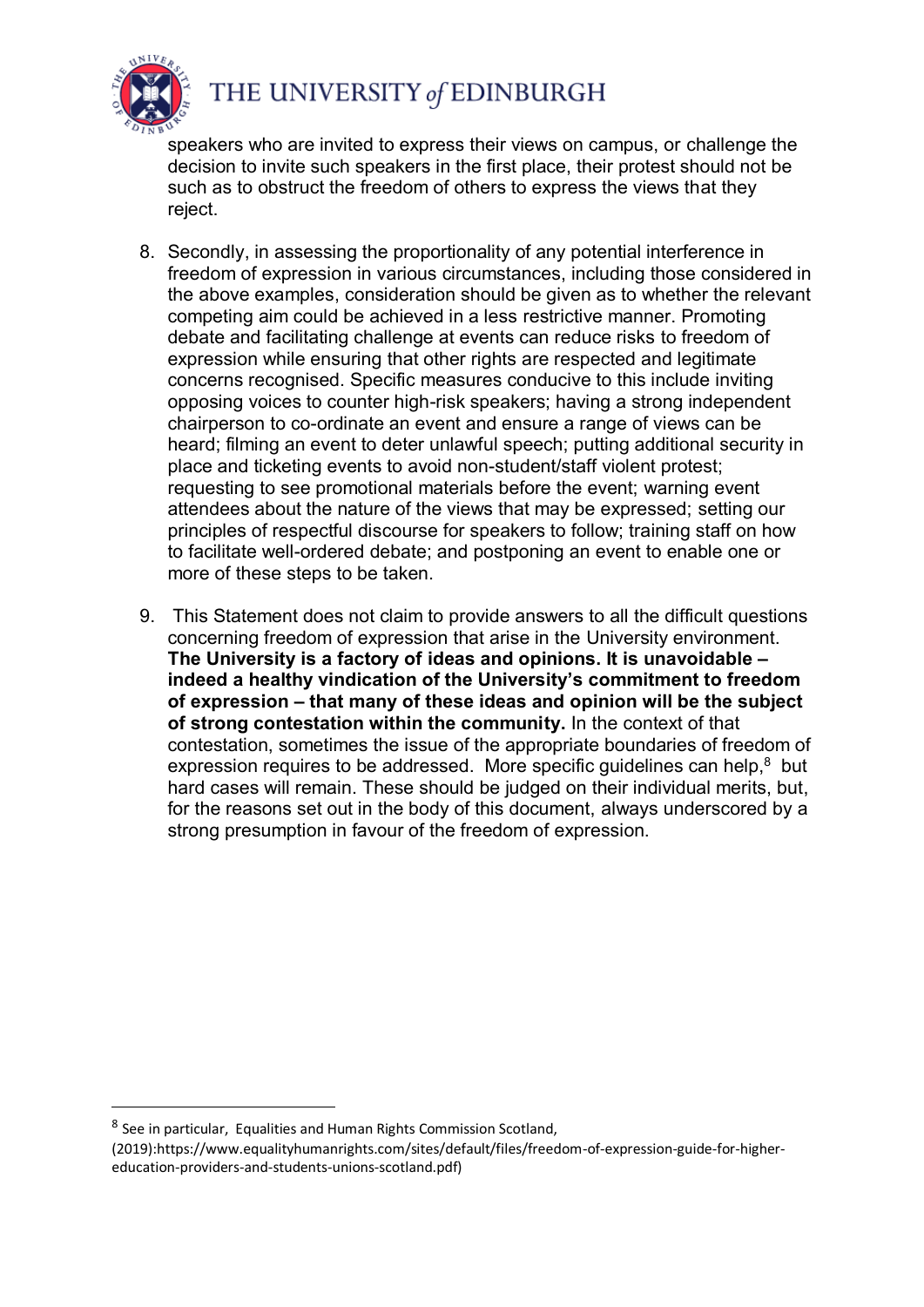speakers who are invited to express their views on campus, or challenge the decision to invite such speakers in the first place, their protest should not be such as to obstruct the freedom of others to express the views that they reject.

8. Secondly, in assessing the proportionality of any potential interference in freedom of expression in various circumstances, including those considered in the above examples, consideration should be given as to whether the relevant competing aim could be achieved in a less restrictive manner. Promoting debate and facilitating challenge at events can reduce risks to freedom of expression while ensuring that other rights are respected and legitimate concerns recognised. Specific measures conducive to this include inviting opposing voices to counter high-risk speakers; having a strong independent chairperson to co-ordinate an event and ensure a range of views can be heard; filming an event to deter unlawful speech; putting additional security in place and ticketing events to avoid non-student/staff violent protest; requesting to see promotional materials before the event; warning event attendees about the nature of the views that may be expressed; setting our principles of respectful discourse for speakers to follow; training staff on how to facilitate well-ordered debate; and postponing an event to enable one or more of these steps to be taken.

9. This Statement does not claim to provide answers to all the difficult questions concerning freedom of expression that arise in the University environment. **The University is a factory of ideas and opinions. It is unavoidable – indeed a healthy vindication of the University's commitment to freedom of expression – that many of these ideas and opinion will be the subject of strong contestation within the community.** In the context of that contestation, sometimes the issue of the appropriate boundaries of freedom of expression requires to be addressed. More specific guidelines can help,[8] but hard cases will remain. These should be judged on their individual merits, but, for the reasons set out in the body of this document, always underscored by a strong presumption in favour of the freedom of expression.

---

[8] See in particular, Equalities and Human Rights Commission Scotland, (2019):https://www.equalityhumanrights.com/sites/default/files/freedom-of-expression-guide-for-higher-education-providers-and-students-unions-scotland.pdf)